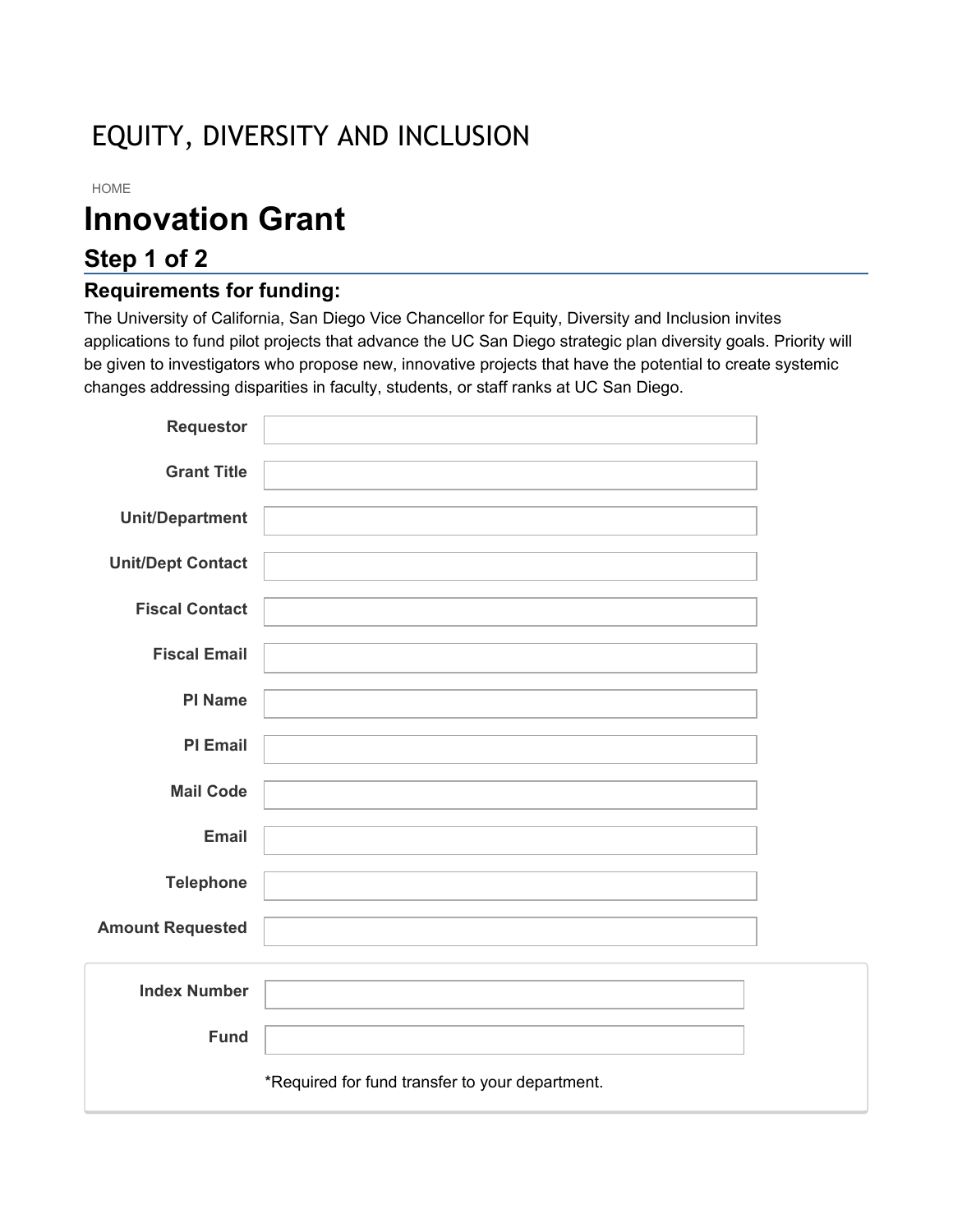EQUITY, DIVERSITY AND INCLUSION

HOME

# Innovation Grant

## Step 1 of 2

### Requirements for funding:

The University of California, San Diego Vice Chancellor for Equity, Diversity and Inclusion invites applications to fund pilot projects that advance the UC San Diego strategic plan diversity goals. Priority will be given to investigators who propose new, innovative projects that have the potential to create systemic changes addressing disparities in faculty, students, or staff ranks at UC San Diego.

**Requestor**

**Grant Title**

**Unit/Department**

**Unit/Dept Contact**

**Fiscal Contact**

**Fiscal Email**

**PI Name**

**PI Email**

**Mail Code**

**Email**

**Telephone**

**Amount Requested**

**Index Number**

**Fund**

*Required for fund transfer to your department.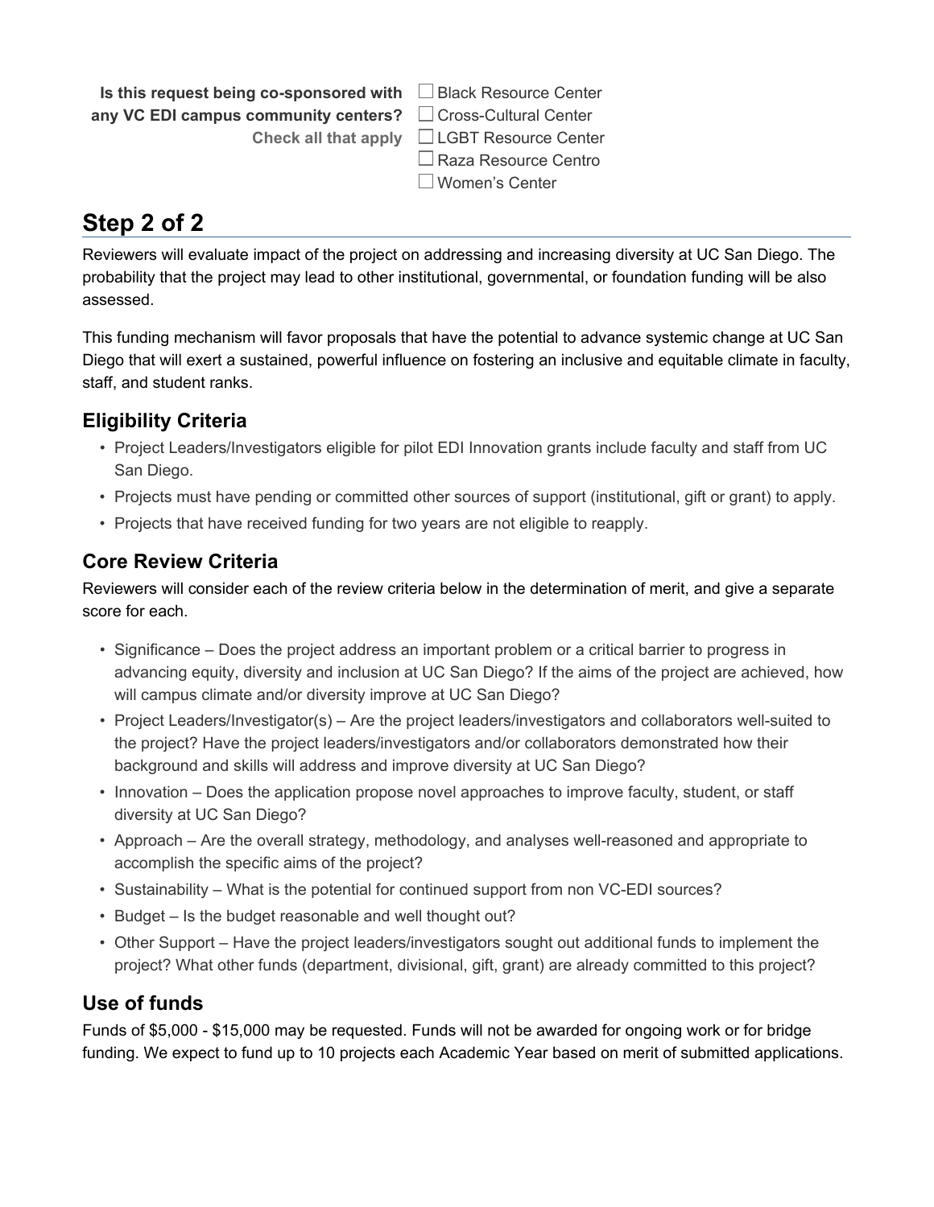**Is this request being co-sponsored with any VC EDI campus community centers?**
**Check all that apply**

- ☐ Black Resource Center
- ☐ Cross-Cultural Center
- ☐ LGBT Resource Center
- ☐ Raza Resource Centro
- ☐ Women's Center

# Step 2 of 2

Reviewers will evaluate impact of the project on addressing and increasing diversity at UC San Diego. The probability that the project may lead to other institutional, governmental, or foundation funding will be also assessed.

This funding mechanism will favor proposals that have the potential to advance systemic change at UC San Diego that will exert a sustained, powerful influence on fostering an inclusive and equitable climate in faculty, staff, and student ranks.

## Eligibility Criteria

- Project Leaders/Investigators eligible for pilot EDI Innovation grants include faculty and staff from UC San Diego.
- Projects must have pending or committed other sources of support (institutional, gift or grant) to apply.
- Projects that have received funding for two years are not eligible to reapply.

## Core Review Criteria

Reviewers will consider each of the review criteria below in the determination of merit, and give a separate score for each.

- Significance – Does the project address an important problem or a critical barrier to progress in advancing equity, diversity and inclusion at UC San Diego? If the aims of the project are achieved, how will campus climate and/or diversity improve at UC San Diego?
- Project Leaders/Investigator(s) – Are the project leaders/investigators and collaborators well-suited to the project? Have the project leaders/investigators and/or collaborators demonstrated how their background and skills will address and improve diversity at UC San Diego?
- Innovation – Does the application propose novel approaches to improve faculty, student, or staff diversity at UC San Diego?
- Approach – Are the overall strategy, methodology, and analyses well-reasoned and appropriate to accomplish the specific aims of the project?
- Sustainability – What is the potential for continued support from non VC-EDI sources?
- Budget – Is the budget reasonable and well thought out?
- Other Support – Have the project leaders/investigators sought out additional funds to implement the project? What other funds (department, divisional, gift, grant) are already committed to this project?

## Use of funds

Funds of $5,000 - $15,000 may be requested. Funds will not be awarded for ongoing work or for bridge funding. We expect to fund up to 10 projects each Academic Year based on merit of submitted applications.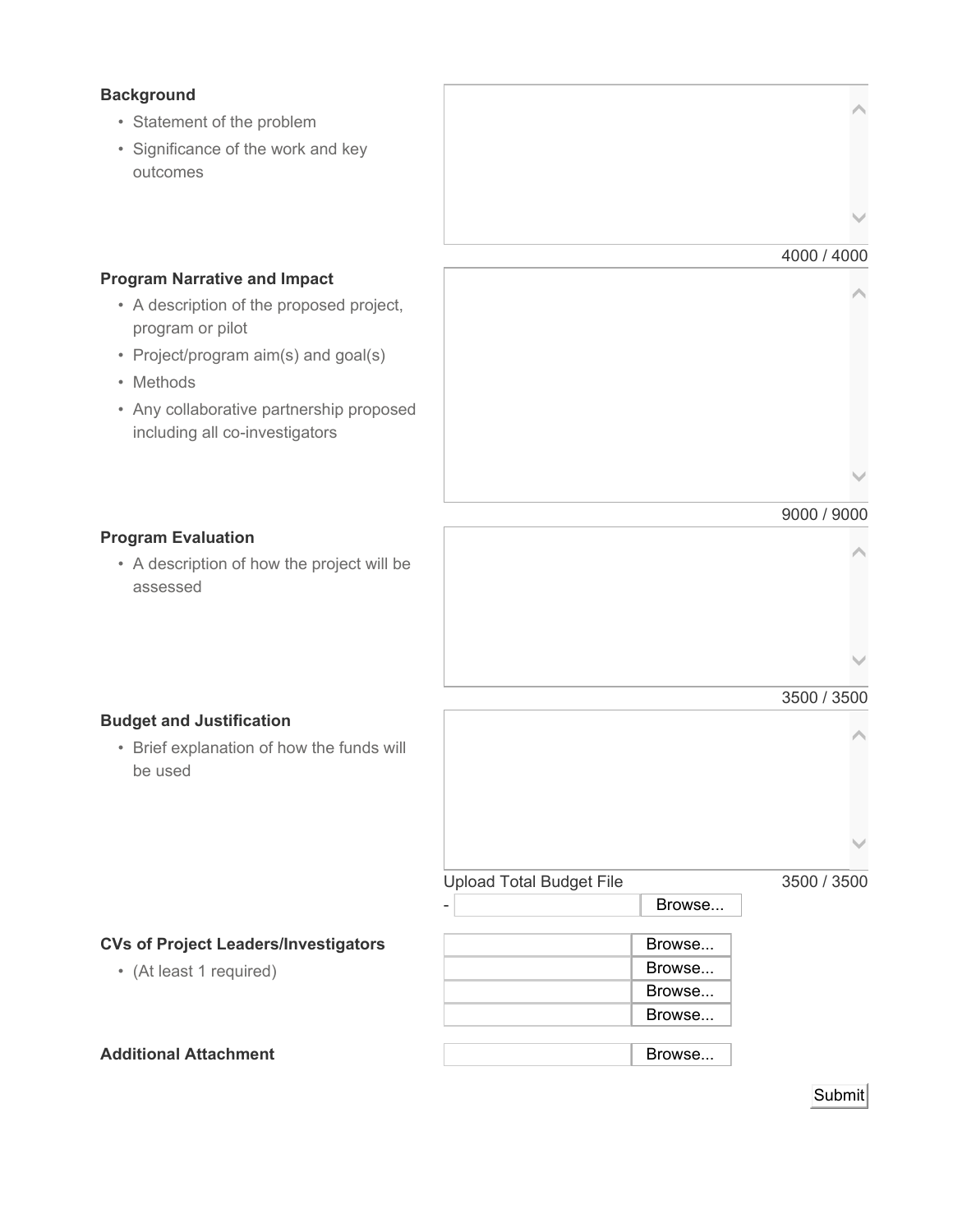**Background**

- Statement of the problem
- Significance of the work and key outcomes

4000 / 4000

**Program Narrative and Impact**

- A description of the proposed project, program or pilot
- Project/program aim(s) and goal(s)
- Methods
- Any collaborative partnership proposed including all co-investigators

9000 / 9000

**Program Evaluation**

- A description of how the project will be assessed

3500 / 3500

**Budget and Justification**

- Brief explanation of how the funds will be used

Upload Total Budget File

3500 / 3500

- Browse...

**CVs of Project Leaders/Investigators**

- (At least 1 required)

Browse...

Browse...

Browse...

Browse...

**Additional Attachment**

Browse...

Submit